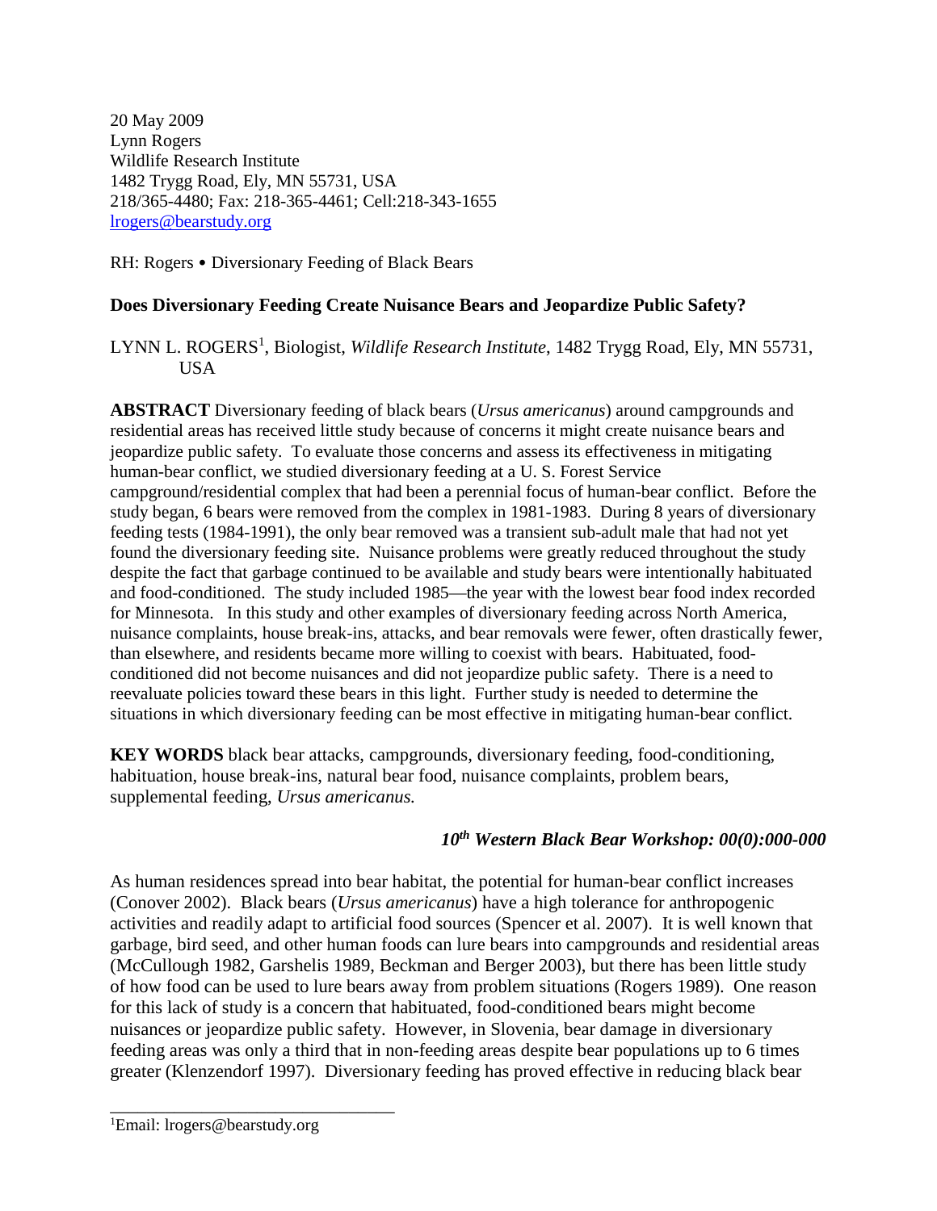20 May 2009
Lynn Rogers
Wildlife Research Institute
1482 Trygg Road, Ely, MN 55731, USA
218/365-4480; Fax: 218-365-4461; Cell:218-343-1655
lrogers@bearstudy.org

RH: Rogers • Diversionary Feeding of Black Bears

# Does Diversionary Feeding Create Nuisance Bears and Jeopardize Public Safety?

LYNN L. ROGERS[1], Biologist, *Wildlife Research Institute*, 1482 Trygg Road, Ely, MN 55731, USA

**ABSTRACT** Diversionary feeding of black bears (*Ursus americanus*) around campgrounds and residential areas has received little study because of concerns it might create nuisance bears and jeopardize public safety. To evaluate those concerns and assess its effectiveness in mitigating human-bear conflict, we studied diversionary feeding at a U. S. Forest Service campground/residential complex that had been a perennial focus of human-bear conflict. Before the study began, 6 bears were removed from the complex in 1981-1983. During 8 years of diversionary feeding tests (1984-1991), the only bear removed was a transient sub-adult male that had not yet found the diversionary feeding site. Nuisance problems were greatly reduced throughout the study despite the fact that garbage continued to be available and study bears were intentionally habituated and food-conditioned. The study included 1985—the year with the lowest bear food index recorded for Minnesota. In this study and other examples of diversionary feeding across North America, nuisance complaints, house break-ins, attacks, and bear removals were fewer, often drastically fewer, than elsewhere, and residents became more willing to coexist with bears. Habituated, food-conditioned did not become nuisances and did not jeopardize public safety. There is a need to reevaluate policies toward these bears in this light. Further study is needed to determine the situations in which diversionary feeding can be most effective in mitigating human-bear conflict.

**KEY WORDS** black bear attacks, campgrounds, diversionary feeding, food-conditioning, habituation, house break-ins, natural bear food, nuisance complaints, problem bears, supplemental feeding, *Ursus americanus.*

***10th Western Black Bear Workshop: 00(0):000-000***

As human residences spread into bear habitat, the potential for human-bear conflict increases (Conover 2002). Black bears (*Ursus americanus*) have a high tolerance for anthropogenic activities and readily adapt to artificial food sources (Spencer et al. 2007). It is well known that garbage, bird seed, and other human foods can lure bears into campgrounds and residential areas (McCullough 1982, Garshelis 1989, Beckman and Berger 2003), but there has been little study of how food can be used to lure bears away from problem situations (Rogers 1989). One reason for this lack of study is a concern that habituated, food-conditioned bears might become nuisances or jeopardize public safety. However, in Slovenia, bear damage in diversionary feeding areas was only a third that in non-feeding areas despite bear populations up to 6 times greater (Klenzendorf 1997). Diversionary feeding has proved effective in reducing black bear

[1]Email: lrogers@bearstudy.org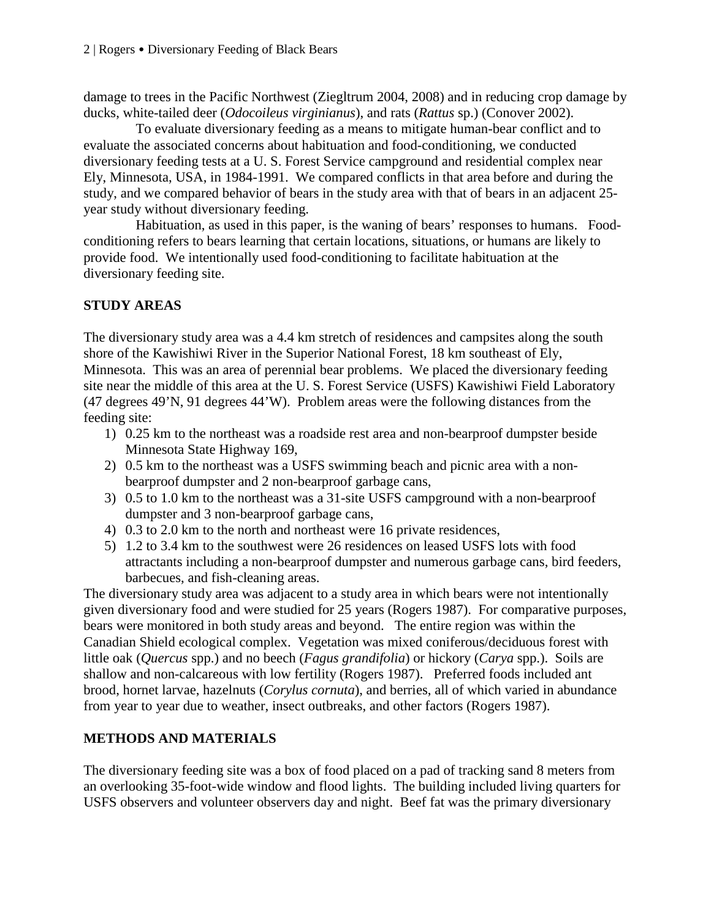damage to trees in the Pacific Northwest (Ziegltrum 2004, 2008) and in reducing crop damage by ducks, white-tailed deer (*Odocoileus virginianus*), and rats (*Rattus* sp.) (Conover 2002).

To evaluate diversionary feeding as a means to mitigate human-bear conflict and to evaluate the associated concerns about habituation and food-conditioning, we conducted diversionary feeding tests at a U. S. Forest Service campground and residential complex near Ely, Minnesota, USA, in 1984-1991. We compared conflicts in that area before and during the study, and we compared behavior of bears in the study area with that of bears in an adjacent 25-year study without diversionary feeding.

Habituation, as used in this paper, is the waning of bears' responses to humans. Food-conditioning refers to bears learning that certain locations, situations, or humans are likely to provide food. We intentionally used food-conditioning to facilitate habituation at the diversionary feeding site.

## STUDY AREAS

The diversionary study area was a 4.4 km stretch of residences and campsites along the south shore of the Kawishiwi River in the Superior National Forest, 18 km southeast of Ely, Minnesota. This was an area of perennial bear problems. We placed the diversionary feeding site near the middle of this area at the U. S. Forest Service (USFS) Kawishiwi Field Laboratory (47 degrees 49'N, 91 degrees 44'W). Problem areas were the following distances from the feeding site:

1) 0.25 km to the northeast was a roadside rest area and non-bearproof dumpster beside Minnesota State Highway 169,
2) 0.5 km to the northeast was a USFS swimming beach and picnic area with a non-bearproof dumpster and 2 non-bearproof garbage cans,
3) 0.5 to 1.0 km to the northeast was a 31-site USFS campground with a non-bearproof dumpster and 3 non-bearproof garbage cans,
4) 0.3 to 2.0 km to the north and northeast were 16 private residences,
5) 1.2 to 3.4 km to the southwest were 26 residences on leased USFS lots with food attractants including a non-bearproof dumpster and numerous garbage cans, bird feeders, barbecues, and fish-cleaning areas.

The diversionary study area was adjacent to a study area in which bears were not intentionally given diversionary food and were studied for 25 years (Rogers 1987). For comparative purposes, bears were monitored in both study areas and beyond. The entire region was within the Canadian Shield ecological complex. Vegetation was mixed coniferous/deciduous forest with little oak (*Quercus* spp.) and no beech (*Fagus grandifolia*) or hickory (*Carya* spp.). Soils are shallow and non-calcareous with low fertility (Rogers 1987). Preferred foods included ant brood, hornet larvae, hazelnuts (*Corylus cornuta*), and berries, all of which varied in abundance from year to year due to weather, insect outbreaks, and other factors (Rogers 1987).

## METHODS AND MATERIALS

The diversionary feeding site was a box of food placed on a pad of tracking sand 8 meters from an overlooking 35-foot-wide window and flood lights. The building included living quarters for USFS observers and volunteer observers day and night. Beef fat was the primary diversionary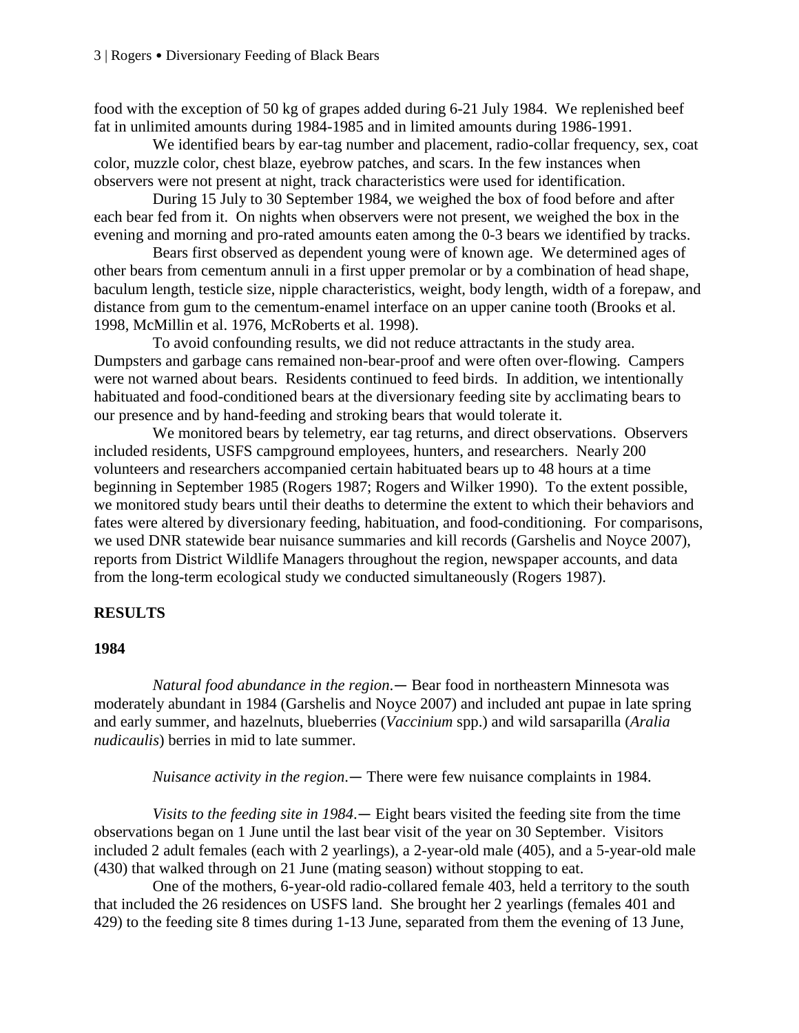food with the exception of 50 kg of grapes added during 6-21 July 1984. We replenished beef fat in unlimited amounts during 1984-1985 and in limited amounts during 1986-1991.

We identified bears by ear-tag number and placement, radio-collar frequency, sex, coat color, muzzle color, chest blaze, eyebrow patches, and scars. In the few instances when observers were not present at night, track characteristics were used for identification.

During 15 July to 30 September 1984, we weighed the box of food before and after each bear fed from it. On nights when observers were not present, we weighed the box in the evening and morning and pro-rated amounts eaten among the 0-3 bears we identified by tracks.

Bears first observed as dependent young were of known age. We determined ages of other bears from cementum annuli in a first upper premolar or by a combination of head shape, baculum length, testicle size, nipple characteristics, weight, body length, width of a forepaw, and distance from gum to the cementum-enamel interface on an upper canine tooth (Brooks et al. 1998, McMillin et al. 1976, McRoberts et al. 1998).

To avoid confounding results, we did not reduce attractants in the study area. Dumpsters and garbage cans remained non-bear-proof and were often over-flowing. Campers were not warned about bears. Residents continued to feed birds. In addition, we intentionally habituated and food-conditioned bears at the diversionary feeding site by acclimating bears to our presence and by hand-feeding and stroking bears that would tolerate it.

We monitored bears by telemetry, ear tag returns, and direct observations. Observers included residents, USFS campground employees, hunters, and researchers. Nearly 200 volunteers and researchers accompanied certain habituated bears up to 48 hours at a time beginning in September 1985 (Rogers 1987; Rogers and Wilker 1990). To the extent possible, we monitored study bears until their deaths to determine the extent to which their behaviors and fates were altered by diversionary feeding, habituation, and food-conditioning. For comparisons, we used DNR statewide bear nuisance summaries and kill records (Garshelis and Noyce 2007), reports from District Wildlife Managers throughout the region, newspaper accounts, and data from the long-term ecological study we conducted simultaneously (Rogers 1987).

## RESULTS

### 1984

*Natural food abundance in the region*.— Bear food in northeastern Minnesota was moderately abundant in 1984 (Garshelis and Noyce 2007) and included ant pupae in late spring and early summer, and hazelnuts, blueberries (*Vaccinium* spp.) and wild sarsaparilla (*Aralia nudicaulis*) berries in mid to late summer.

*Nuisance activity in the region*.— There were few nuisance complaints in 1984.

*Visits to the feeding site in 1984*.— Eight bears visited the feeding site from the time observations began on 1 June until the last bear visit of the year on 30 September. Visitors included 2 adult females (each with 2 yearlings), a 2-year-old male (405), and a 5-year-old male (430) that walked through on 21 June (mating season) without stopping to eat.

One of the mothers, 6-year-old radio-collared female 403, held a territory to the south that included the 26 residences on USFS land. She brought her 2 yearlings (females 401 and 429) to the feeding site 8 times during 1-13 June, separated from them the evening of 13 June,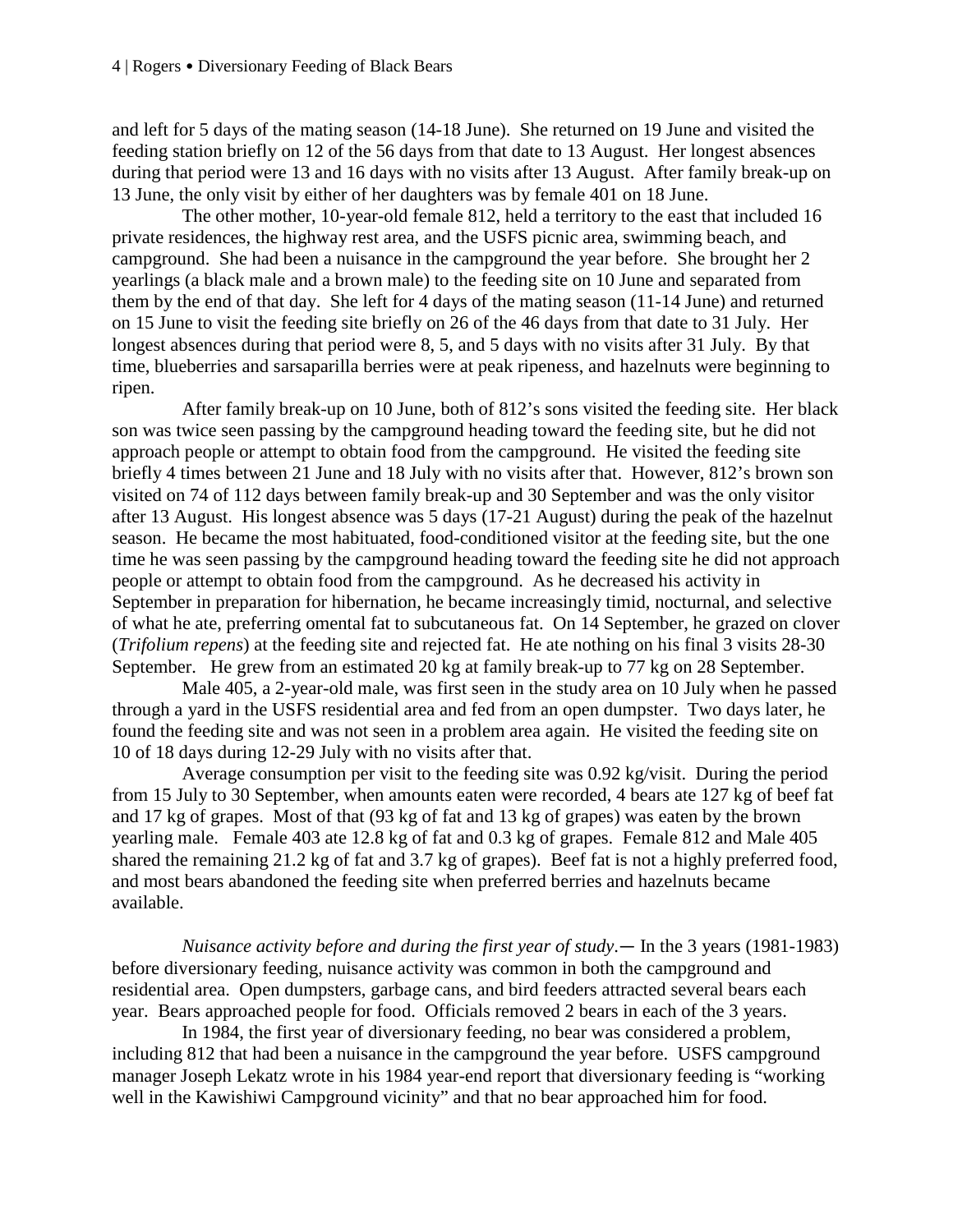and left for 5 days of the mating season (14-18 June). She returned on 19 June and visited the feeding station briefly on 12 of the 56 days from that date to 13 August. Her longest absences during that period were 13 and 16 days with no visits after 13 August. After family break-up on 13 June, the only visit by either of her daughters was by female 401 on 18 June.

The other mother, 10-year-old female 812, held a territory to the east that included 16 private residences, the highway rest area, and the USFS picnic area, swimming beach, and campground. She had been a nuisance in the campground the year before. She brought her 2 yearlings (a black male and a brown male) to the feeding site on 10 June and separated from them by the end of that day. She left for 4 days of the mating season (11-14 June) and returned on 15 June to visit the feeding site briefly on 26 of the 46 days from that date to 31 July. Her longest absences during that period were 8, 5, and 5 days with no visits after 31 July. By that time, blueberries and sarsaparilla berries were at peak ripeness, and hazelnuts were beginning to ripen.

After family break-up on 10 June, both of 812's sons visited the feeding site. Her black son was twice seen passing by the campground heading toward the feeding site, but he did not approach people or attempt to obtain food from the campground. He visited the feeding site briefly 4 times between 21 June and 18 July with no visits after that. However, 812's brown son visited on 74 of 112 days between family break-up and 30 September and was the only visitor after 13 August. His longest absence was 5 days (17-21 August) during the peak of the hazelnut season. He became the most habituated, food-conditioned visitor at the feeding site, but the one time he was seen passing by the campground heading toward the feeding site he did not approach people or attempt to obtain food from the campground. As he decreased his activity in September in preparation for hibernation, he became increasingly timid, nocturnal, and selective of what he ate, preferring omental fat to subcutaneous fat. On 14 September, he grazed on clover (*Trifolium repens*) at the feeding site and rejected fat. He ate nothing on his final 3 visits 28-30 September. He grew from an estimated 20 kg at family break-up to 77 kg on 28 September.

Male 405, a 2-year-old male, was first seen in the study area on 10 July when he passed through a yard in the USFS residential area and fed from an open dumpster. Two days later, he found the feeding site and was not seen in a problem area again. He visited the feeding site on 10 of 18 days during 12-29 July with no visits after that.

Average consumption per visit to the feeding site was 0.92 kg/visit. During the period from 15 July to 30 September, when amounts eaten were recorded, 4 bears ate 127 kg of beef fat and 17 kg of grapes. Most of that (93 kg of fat and 13 kg of grapes) was eaten by the brown yearling male. Female 403 ate 12.8 kg of fat and 0.3 kg of grapes. Female 812 and Male 405 shared the remaining 21.2 kg of fat and 3.7 kg of grapes). Beef fat is not a highly preferred food, and most bears abandoned the feeding site when preferred berries and hazelnuts became available.

*Nuisance activity before and during the first year of study*.— In the 3 years (1981-1983) before diversionary feeding, nuisance activity was common in both the campground and residential area. Open dumpsters, garbage cans, and bird feeders attracted several bears each year. Bears approached people for food. Officials removed 2 bears in each of the 3 years.

In 1984, the first year of diversionary feeding, no bear was considered a problem, including 812 that had been a nuisance in the campground the year before. USFS campground manager Joseph Lekatz wrote in his 1984 year-end report that diversionary feeding is "working well in the Kawishiwi Campground vicinity" and that no bear approached him for food.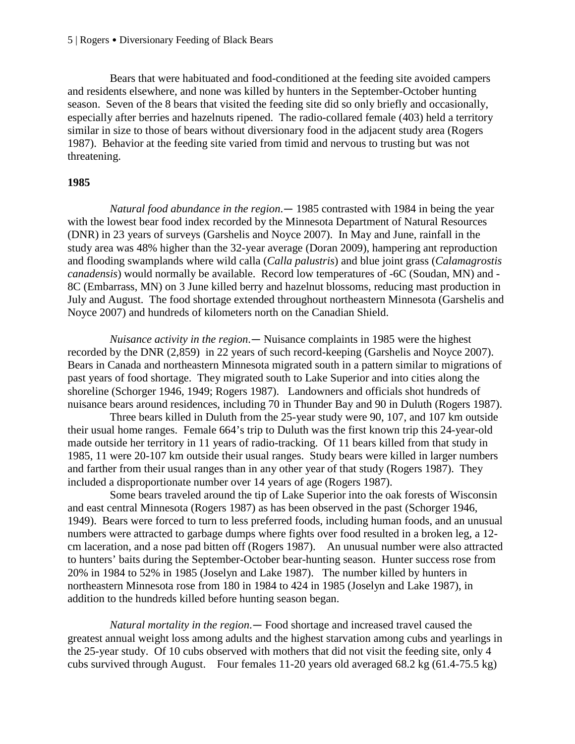Bears that were habituated and food-conditioned at the feeding site avoided campers and residents elsewhere, and none was killed by hunters in the September-October hunting season. Seven of the 8 bears that visited the feeding site did so only briefly and occasionally, especially after berries and hazelnuts ripened. The radio-collared female (403) held a territory similar in size to those of bears without diversionary food in the adjacent study area (Rogers 1987). Behavior at the feeding site varied from timid and nervous to trusting but was not threatening.

**1985**

*Natural food abundance in the region*.— 1985 contrasted with 1984 in being the year with the lowest bear food index recorded by the Minnesota Department of Natural Resources (DNR) in 23 years of surveys (Garshelis and Noyce 2007). In May and June, rainfall in the study area was 48% higher than the 32-year average (Doran 2009), hampering ant reproduction and flooding swamplands where wild calla (*Calla palustris*) and blue joint grass (*Calamagrostis canadensis*) would normally be available. Record low temperatures of -6C (Soudan, MN) and -8C (Embarrass, MN) on 3 June killed berry and hazelnut blossoms, reducing mast production in July and August. The food shortage extended throughout northeastern Minnesota (Garshelis and Noyce 2007) and hundreds of kilometers north on the Canadian Shield.

*Nuisance activity in the region*.— Nuisance complaints in 1985 were the highest recorded by the DNR (2,859) in 22 years of such record-keeping (Garshelis and Noyce 2007). Bears in Canada and northeastern Minnesota migrated south in a pattern similar to migrations of past years of food shortage. They migrated south to Lake Superior and into cities along the shoreline (Schorger 1946, 1949; Rogers 1987). Landowners and officials shot hundreds of nuisance bears around residences, including 70 in Thunder Bay and 90 in Duluth (Rogers 1987).

Three bears killed in Duluth from the 25-year study were 90, 107, and 107 km outside their usual home ranges. Female 664's trip to Duluth was the first known trip this 24-year-old made outside her territory in 11 years of radio-tracking. Of 11 bears killed from that study in 1985, 11 were 20-107 km outside their usual ranges. Study bears were killed in larger numbers and farther from their usual ranges than in any other year of that study (Rogers 1987). They included a disproportionate number over 14 years of age (Rogers 1987).

Some bears traveled around the tip of Lake Superior into the oak forests of Wisconsin and east central Minnesota (Rogers 1987) as has been observed in the past (Schorger 1946, 1949). Bears were forced to turn to less preferred foods, including human foods, and an unusual numbers were attracted to garbage dumps where fights over food resulted in a broken leg, a 12-cm laceration, and a nose pad bitten off (Rogers 1987). An unusual number were also attracted to hunters' baits during the September-October bear-hunting season. Hunter success rose from 20% in 1984 to 52% in 1985 (Joselyn and Lake 1987). The number killed by hunters in northeastern Minnesota rose from 180 in 1984 to 424 in 1985 (Joselyn and Lake 1987), in addition to the hundreds killed before hunting season began.

*Natural mortality in the region*.— Food shortage and increased travel caused the greatest annual weight loss among adults and the highest starvation among cubs and yearlings in the 25-year study. Of 10 cubs observed with mothers that did not visit the feeding site, only 4 cubs survived through August. Four females 11-20 years old averaged 68.2 kg (61.4-75.5 kg)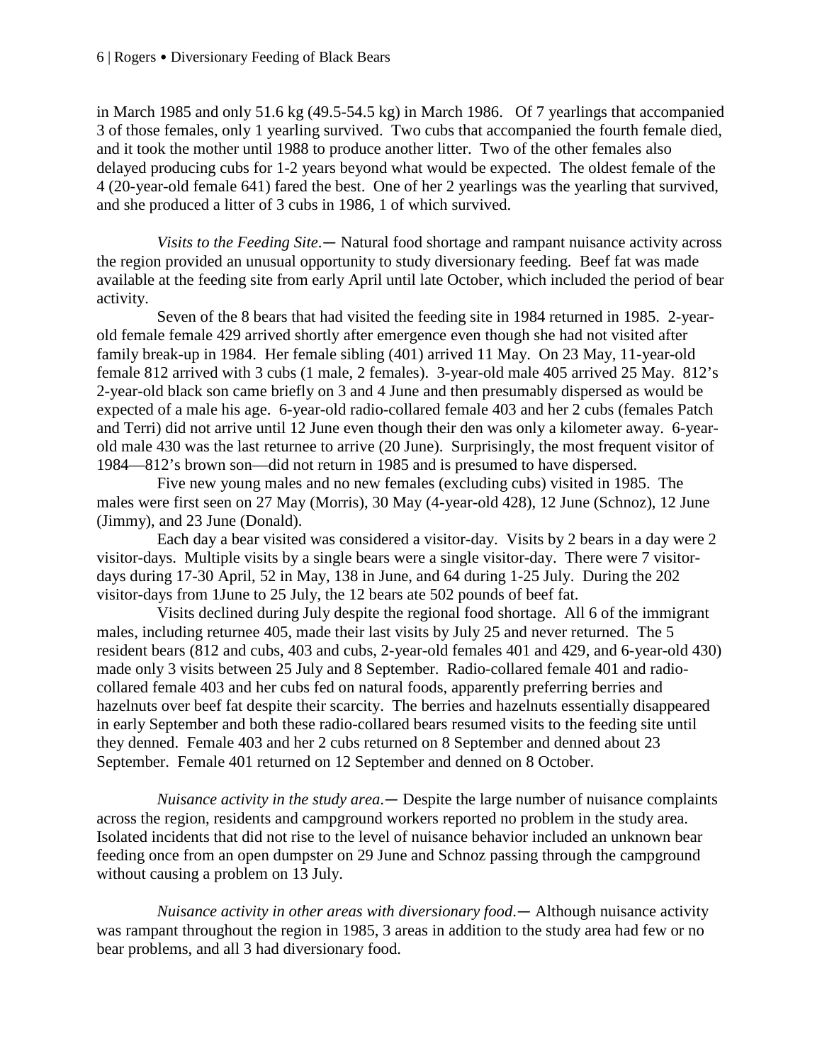in March 1985 and only 51.6 kg (49.5-54.5 kg) in March 1986. Of 7 yearlings that accompanied 3 of those females, only 1 yearling survived. Two cubs that accompanied the fourth female died, and it took the mother until 1988 to produce another litter. Two of the other females also delayed producing cubs for 1-2 years beyond what would be expected. The oldest female of the 4 (20-year-old female 641) fared the best. One of her 2 yearlings was the yearling that survived, and she produced a litter of 3 cubs in 1986, 1 of which survived.

*Visits to the Feeding Site*.— Natural food shortage and rampant nuisance activity across the region provided an unusual opportunity to study diversionary feeding. Beef fat was made available at the feeding site from early April until late October, which included the period of bear activity.

Seven of the 8 bears that had visited the feeding site in 1984 returned in 1985. 2-year-old female female 429 arrived shortly after emergence even though she had not visited after family break-up in 1984. Her female sibling (401) arrived 11 May. On 23 May, 11-year-old female 812 arrived with 3 cubs (1 male, 2 females). 3-year-old male 405 arrived 25 May. 812's 2-year-old black son came briefly on 3 and 4 June and then presumably dispersed as would be expected of a male his age. 6-year-old radio-collared female 403 and her 2 cubs (females Patch and Terri) did not arrive until 12 June even though their den was only a kilometer away. 6-year-old male 430 was the last returnee to arrive (20 June). Surprisingly, the most frequent visitor of 1984—812's brown son—did not return in 1985 and is presumed to have dispersed.

Five new young males and no new females (excluding cubs) visited in 1985. The males were first seen on 27 May (Morris), 30 May (4-year-old 428), 12 June (Schnoz), 12 June (Jimmy), and 23 June (Donald).

Each day a bear visited was considered a visitor-day. Visits by 2 bears in a day were 2 visitor-days. Multiple visits by a single bears were a single visitor-day. There were 7 visitor-days during 17-30 April, 52 in May, 138 in June, and 64 during 1-25 July. During the 202 visitor-days from 1June to 25 July, the 12 bears ate 502 pounds of beef fat.

Visits declined during July despite the regional food shortage. All 6 of the immigrant males, including returnee 405, made their last visits by July 25 and never returned. The 5 resident bears (812 and cubs, 403 and cubs, 2-year-old females 401 and 429, and 6-year-old 430) made only 3 visits between 25 July and 8 September. Radio-collared female 401 and radio-collared female 403 and her cubs fed on natural foods, apparently preferring berries and hazelnuts over beef fat despite their scarcity. The berries and hazelnuts essentially disappeared in early September and both these radio-collared bears resumed visits to the feeding site until they denned. Female 403 and her 2 cubs returned on 8 September and denned about 23 September. Female 401 returned on 12 September and denned on 8 October.

*Nuisance activity in the study area*.— Despite the large number of nuisance complaints across the region, residents and campground workers reported no problem in the study area. Isolated incidents that did not rise to the level of nuisance behavior included an unknown bear feeding once from an open dumpster on 29 June and Schnoz passing through the campground without causing a problem on 13 July.

*Nuisance activity in other areas with diversionary food*.— Although nuisance activity was rampant throughout the region in 1985, 3 areas in addition to the study area had few or no bear problems, and all 3 had diversionary food.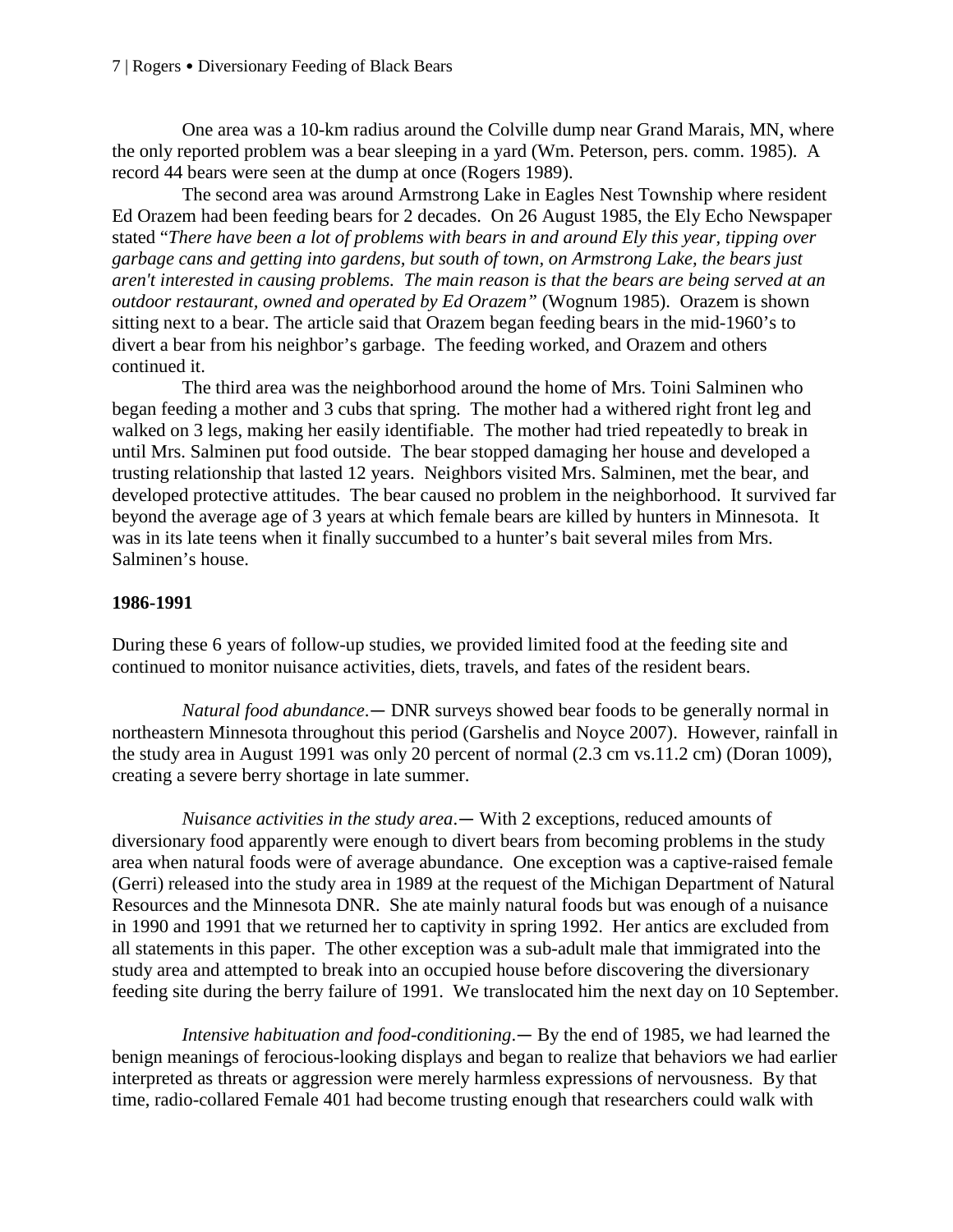One area was a 10-km radius around the Colville dump near Grand Marais, MN, where the only reported problem was a bear sleeping in a yard (Wm. Peterson, pers. comm. 1985). A record 44 bears were seen at the dump at once (Rogers 1989).

The second area was around Armstrong Lake in Eagles Nest Township where resident Ed Orazem had been feeding bears for 2 decades. On 26 August 1985, the Ely Echo Newspaper stated "*There have been a lot of problems with bears in and around Ely this year, tipping over garbage cans and getting into gardens, but south of town, on Armstrong Lake, the bears just aren't interested in causing problems. The main reason is that the bears are being served at an outdoor restaurant, owned and operated by Ed Orazem"* (Wognum 1985). Orazem is shown sitting next to a bear. The article said that Orazem began feeding bears in the mid-1960's to divert a bear from his neighbor's garbage. The feeding worked, and Orazem and others continued it.

The third area was the neighborhood around the home of Mrs. Toini Salminen who began feeding a mother and 3 cubs that spring. The mother had a withered right front leg and walked on 3 legs, making her easily identifiable. The mother had tried repeatedly to break in until Mrs. Salminen put food outside. The bear stopped damaging her house and developed a trusting relationship that lasted 12 years. Neighbors visited Mrs. Salminen, met the bear, and developed protective attitudes. The bear caused no problem in the neighborhood. It survived far beyond the average age of 3 years at which female bears are killed by hunters in Minnesota. It was in its late teens when it finally succumbed to a hunter's bait several miles from Mrs. Salminen's house.

**1986-1991**

During these 6 years of follow-up studies, we provided limited food at the feeding site and continued to monitor nuisance activities, diets, travels, and fates of the resident bears.

*Natural food abundance*.— DNR surveys showed bear foods to be generally normal in northeastern Minnesota throughout this period (Garshelis and Noyce 2007). However, rainfall in the study area in August 1991 was only 20 percent of normal (2.3 cm vs.11.2 cm) (Doran 1009), creating a severe berry shortage in late summer.

*Nuisance activities in the study area*.— With 2 exceptions, reduced amounts of diversionary food apparently were enough to divert bears from becoming problems in the study area when natural foods were of average abundance. One exception was a captive-raised female (Gerri) released into the study area in 1989 at the request of the Michigan Department of Natural Resources and the Minnesota DNR. She ate mainly natural foods but was enough of a nuisance in 1990 and 1991 that we returned her to captivity in spring 1992. Her antics are excluded from all statements in this paper. The other exception was a sub-adult male that immigrated into the study area and attempted to break into an occupied house before discovering the diversionary feeding site during the berry failure of 1991. We translocated him the next day on 10 September.

*Intensive habituation and food-conditioning*.— By the end of 1985, we had learned the benign meanings of ferocious-looking displays and began to realize that behaviors we had earlier interpreted as threats or aggression were merely harmless expressions of nervousness. By that time, radio-collared Female 401 had become trusting enough that researchers could walk with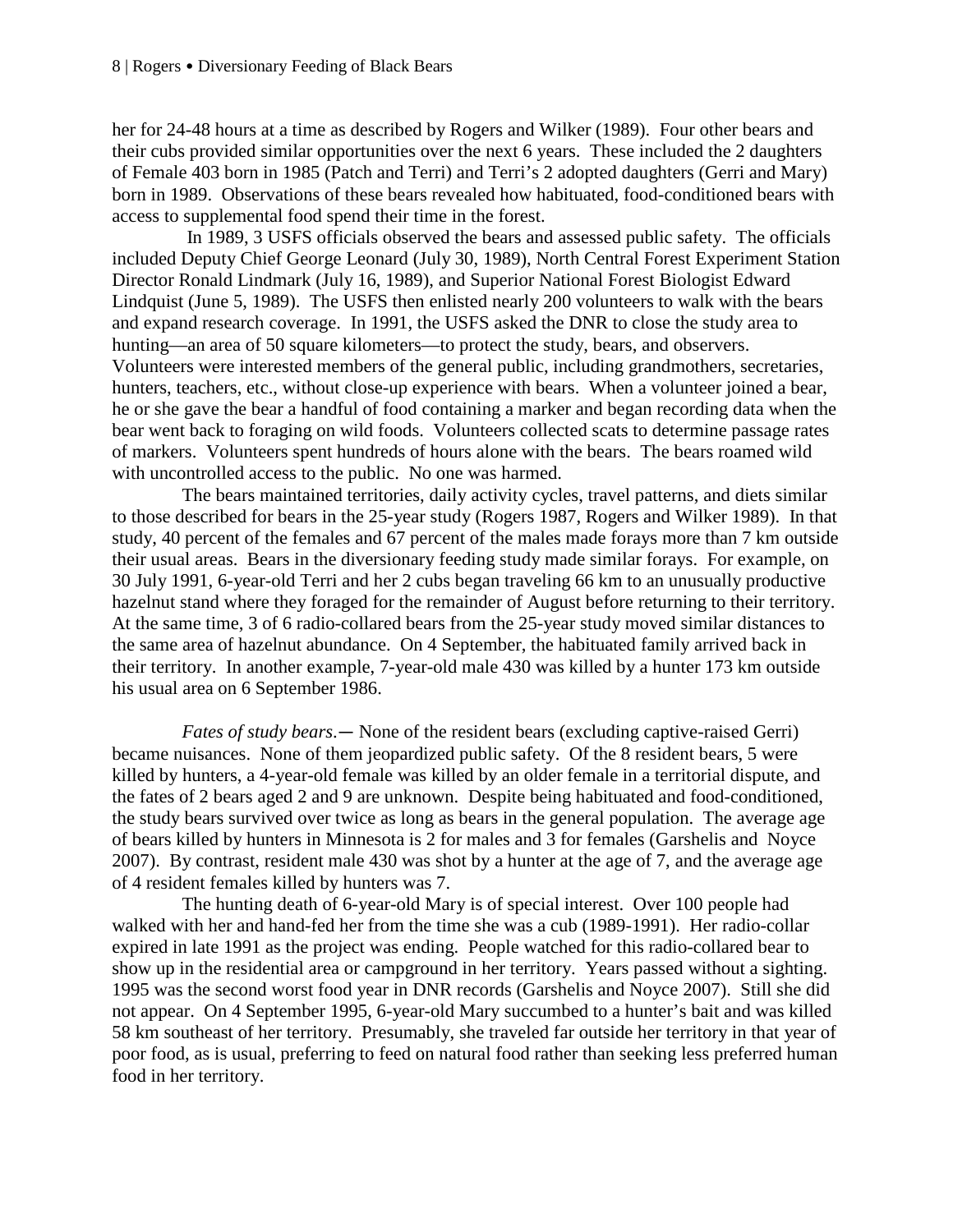her for 24-48 hours at a time as described by Rogers and Wilker (1989). Four other bears and their cubs provided similar opportunities over the next 6 years. These included the 2 daughters of Female 403 born in 1985 (Patch and Terri) and Terri's 2 adopted daughters (Gerri and Mary) born in 1989. Observations of these bears revealed how habituated, food-conditioned bears with access to supplemental food spend their time in the forest.

In 1989, 3 USFS officials observed the bears and assessed public safety. The officials included Deputy Chief George Leonard (July 30, 1989), North Central Forest Experiment Station Director Ronald Lindmark (July 16, 1989), and Superior National Forest Biologist Edward Lindquist (June 5, 1989). The USFS then enlisted nearly 200 volunteers to walk with the bears and expand research coverage. In 1991, the USFS asked the DNR to close the study area to hunting—an area of 50 square kilometers—to protect the study, bears, and observers. Volunteers were interested members of the general public, including grandmothers, secretaries, hunters, teachers, etc., without close-up experience with bears. When a volunteer joined a bear, he or she gave the bear a handful of food containing a marker and began recording data when the bear went back to foraging on wild foods. Volunteers collected scats to determine passage rates of markers. Volunteers spent hundreds of hours alone with the bears. The bears roamed wild with uncontrolled access to the public. No one was harmed.

The bears maintained territories, daily activity cycles, travel patterns, and diets similar to those described for bears in the 25-year study (Rogers 1987, Rogers and Wilker 1989). In that study, 40 percent of the females and 67 percent of the males made forays more than 7 km outside their usual areas. Bears in the diversionary feeding study made similar forays. For example, on 30 July 1991, 6-year-old Terri and her 2 cubs began traveling 66 km to an unusually productive hazelnut stand where they foraged for the remainder of August before returning to their territory. At the same time, 3 of 6 radio-collared bears from the 25-year study moved similar distances to the same area of hazelnut abundance. On 4 September, the habituated family arrived back in their territory. In another example, 7-year-old male 430 was killed by a hunter 173 km outside his usual area on 6 September 1986.

*Fates of study bears*.— None of the resident bears (excluding captive-raised Gerri) became nuisances. None of them jeopardized public safety. Of the 8 resident bears, 5 were killed by hunters, a 4-year-old female was killed by an older female in a territorial dispute, and the fates of 2 bears aged 2 and 9 are unknown. Despite being habituated and food-conditioned, the study bears survived over twice as long as bears in the general population. The average age of bears killed by hunters in Minnesota is 2 for males and 3 for females (Garshelis and Noyce 2007). By contrast, resident male 430 was shot by a hunter at the age of 7, and the average age of 4 resident females killed by hunters was 7.

The hunting death of 6-year-old Mary is of special interest. Over 100 people had walked with her and hand-fed her from the time she was a cub (1989-1991). Her radio-collar expired in late 1991 as the project was ending. People watched for this radio-collared bear to show up in the residential area or campground in her territory. Years passed without a sighting. 1995 was the second worst food year in DNR records (Garshelis and Noyce 2007). Still she did not appear. On 4 September 1995, 6-year-old Mary succumbed to a hunter's bait and was killed 58 km southeast of her territory. Presumably, she traveled far outside her territory in that year of poor food, as is usual, preferring to feed on natural food rather than seeking less preferred human food in her territory.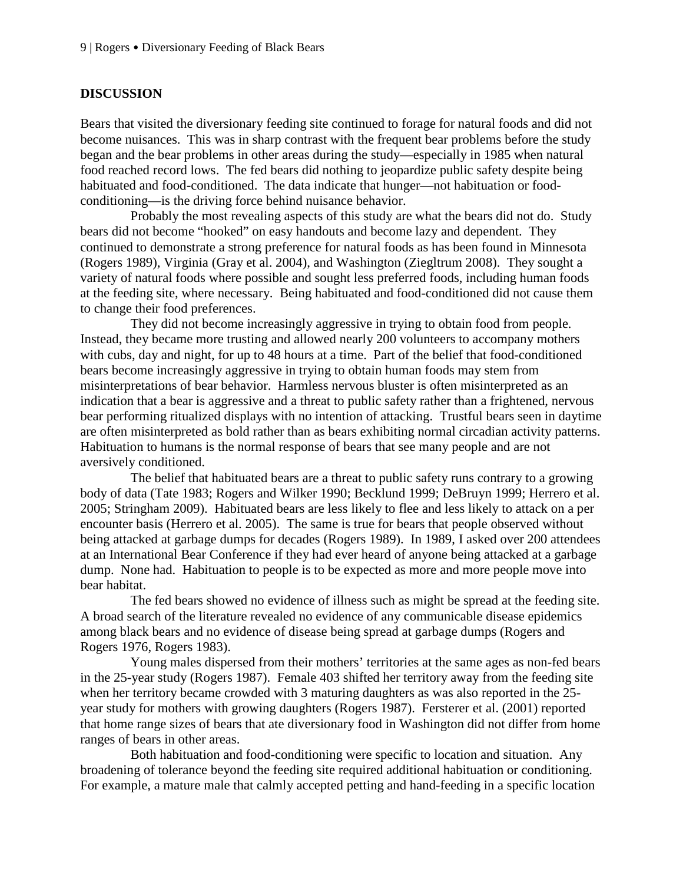## DISCUSSION

Bears that visited the diversionary feeding site continued to forage for natural foods and did not become nuisances. This was in sharp contrast with the frequent bear problems before the study began and the bear problems in other areas during the study—especially in 1985 when natural food reached record lows. The fed bears did nothing to jeopardize public safety despite being habituated and food-conditioned. The data indicate that hunger—not habituation or food-conditioning—is the driving force behind nuisance behavior.

Probably the most revealing aspects of this study are what the bears did not do. Study bears did not become "hooked" on easy handouts and become lazy and dependent. They continued to demonstrate a strong preference for natural foods as has been found in Minnesota (Rogers 1989), Virginia (Gray et al. 2004), and Washington (Ziegltrum 2008). They sought a variety of natural foods where possible and sought less preferred foods, including human foods at the feeding site, where necessary. Being habituated and food-conditioned did not cause them to change their food preferences.

They did not become increasingly aggressive in trying to obtain food from people. Instead, they became more trusting and allowed nearly 200 volunteers to accompany mothers with cubs, day and night, for up to 48 hours at a time. Part of the belief that food-conditioned bears become increasingly aggressive in trying to obtain human foods may stem from misinterpretations of bear behavior. Harmless nervous bluster is often misinterpreted as an indication that a bear is aggressive and a threat to public safety rather than a frightened, nervous bear performing ritualized displays with no intention of attacking. Trustful bears seen in daytime are often misinterpreted as bold rather than as bears exhibiting normal circadian activity patterns. Habituation to humans is the normal response of bears that see many people and are not aversively conditioned.

The belief that habituated bears are a threat to public safety runs contrary to a growing body of data (Tate 1983; Rogers and Wilker 1990; Becklund 1999; DeBruyn 1999; Herrero et al. 2005; Stringham 2009). Habituated bears are less likely to flee and less likely to attack on a per encounter basis (Herrero et al. 2005). The same is true for bears that people observed without being attacked at garbage dumps for decades (Rogers 1989). In 1989, I asked over 200 attendees at an International Bear Conference if they had ever heard of anyone being attacked at a garbage dump. None had. Habituation to people is to be expected as more and more people move into bear habitat.

The fed bears showed no evidence of illness such as might be spread at the feeding site. A broad search of the literature revealed no evidence of any communicable disease epidemics among black bears and no evidence of disease being spread at garbage dumps (Rogers and Rogers 1976, Rogers 1983).

Young males dispersed from their mothers' territories at the same ages as non-fed bears in the 25-year study (Rogers 1987). Female 403 shifted her territory away from the feeding site when her territory became crowded with 3 maturing daughters as was also reported in the 25-year study for mothers with growing daughters (Rogers 1987). Fersterer et al. (2001) reported that home range sizes of bears that ate diversionary food in Washington did not differ from home ranges of bears in other areas.

Both habituation and food-conditioning were specific to location and situation. Any broadening of tolerance beyond the feeding site required additional habituation or conditioning. For example, a mature male that calmly accepted petting and hand-feeding in a specific location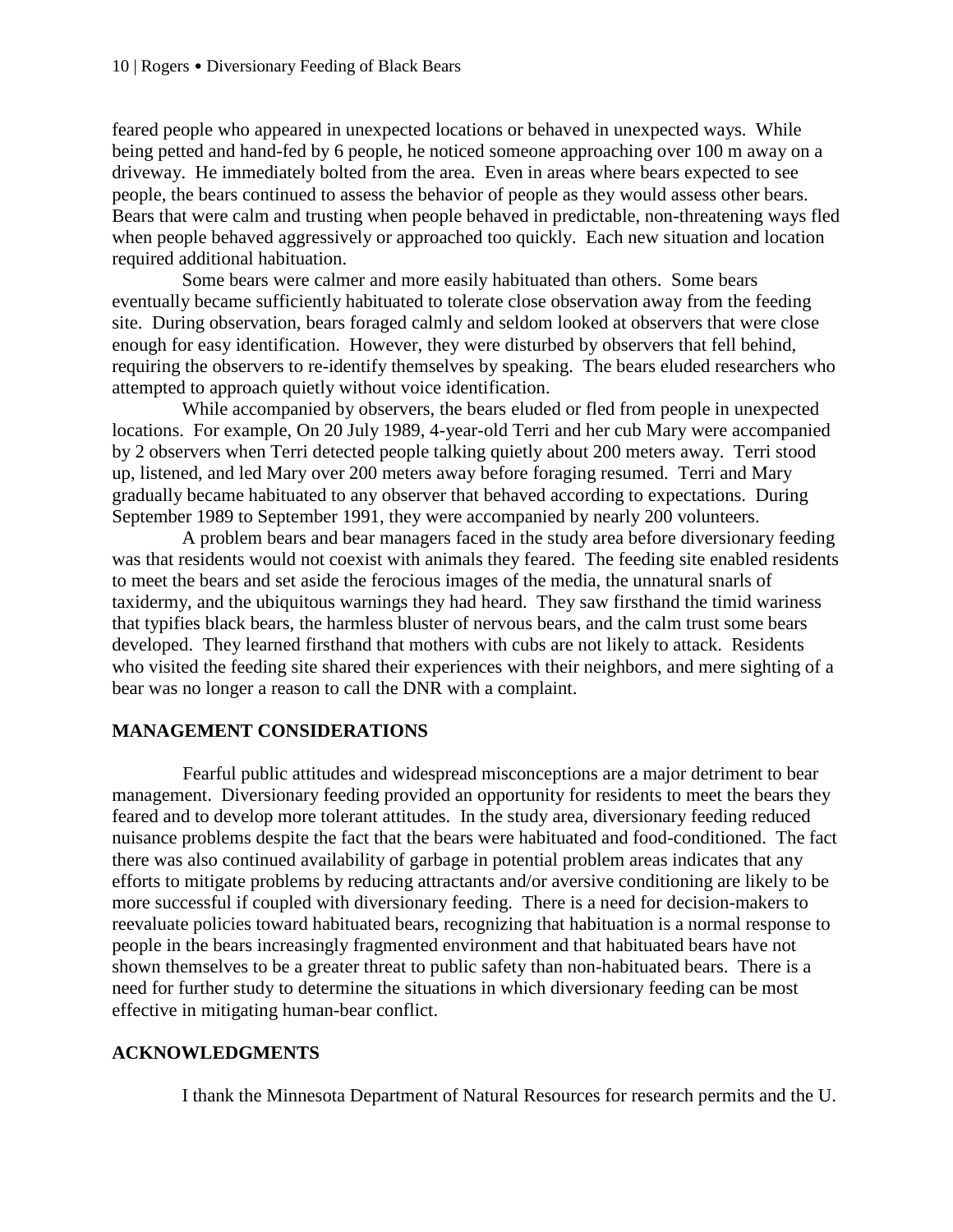feared people who appeared in unexpected locations or behaved in unexpected ways. While being petted and hand-fed by 6 people, he noticed someone approaching over 100 m away on a driveway. He immediately bolted from the area. Even in areas where bears expected to see people, the bears continued to assess the behavior of people as they would assess other bears. Bears that were calm and trusting when people behaved in predictable, non-threatening ways fled when people behaved aggressively or approached too quickly. Each new situation and location required additional habituation.

Some bears were calmer and more easily habituated than others. Some bears eventually became sufficiently habituated to tolerate close observation away from the feeding site. During observation, bears foraged calmly and seldom looked at observers that were close enough for easy identification. However, they were disturbed by observers that fell behind, requiring the observers to re-identify themselves by speaking. The bears eluded researchers who attempted to approach quietly without voice identification.

While accompanied by observers, the bears eluded or fled from people in unexpected locations. For example, On 20 July 1989, 4-year-old Terri and her cub Mary were accompanied by 2 observers when Terri detected people talking quietly about 200 meters away. Terri stood up, listened, and led Mary over 200 meters away before foraging resumed. Terri and Mary gradually became habituated to any observer that behaved according to expectations. During September 1989 to September 1991, they were accompanied by nearly 200 volunteers.

A problem bears and bear managers faced in the study area before diversionary feeding was that residents would not coexist with animals they feared. The feeding site enabled residents to meet the bears and set aside the ferocious images of the media, the unnatural snarls of taxidermy, and the ubiquitous warnings they had heard. They saw firsthand the timid wariness that typifies black bears, the harmless bluster of nervous bears, and the calm trust some bears developed. They learned firsthand that mothers with cubs are not likely to attack. Residents who visited the feeding site shared their experiences with their neighbors, and mere sighting of a bear was no longer a reason to call the DNR with a complaint.

## MANAGEMENT CONSIDERATIONS

Fearful public attitudes and widespread misconceptions are a major detriment to bear management. Diversionary feeding provided an opportunity for residents to meet the bears they feared and to develop more tolerant attitudes. In the study area, diversionary feeding reduced nuisance problems despite the fact that the bears were habituated and food-conditioned. The fact there was also continued availability of garbage in potential problem areas indicates that any efforts to mitigate problems by reducing attractants and/or aversive conditioning are likely to be more successful if coupled with diversionary feeding. There is a need for decision-makers to reevaluate policies toward habituated bears, recognizing that habituation is a normal response to people in the bears increasingly fragmented environment and that habituated bears have not shown themselves to be a greater threat to public safety than non-habituated bears. There is a need for further study to determine the situations in which diversionary feeding can be most effective in mitigating human-bear conflict.

## ACKNOWLEDGMENTS

I thank the Minnesota Department of Natural Resources for research permits and the U.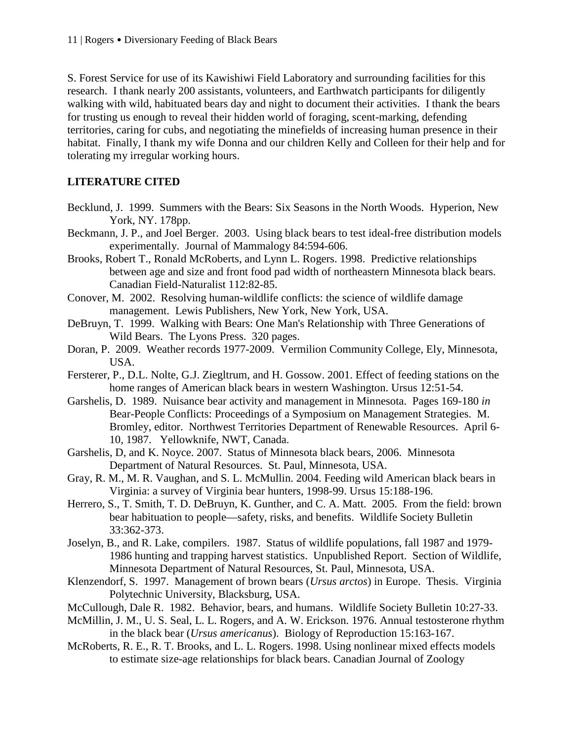S. Forest Service for use of its Kawishiwi Field Laboratory and surrounding facilities for this research. I thank nearly 200 assistants, volunteers, and Earthwatch participants for diligently walking with wild, habituated bears day and night to document their activities. I thank the bears for trusting us enough to reveal their hidden world of foraging, scent-marking, defending territories, caring for cubs, and negotiating the minefields of increasing human presence in their habitat. Finally, I thank my wife Donna and our children Kelly and Colleen for their help and for tolerating my irregular working hours.

## LITERATURE CITED

Becklund, J. 1999. Summers with the Bears: Six Seasons in the North Woods. Hyperion, New York, NY. 178pp.

Beckmann, J. P., and Joel Berger. 2003. Using black bears to test ideal-free distribution models experimentally. Journal of Mammalogy 84:594-606.

Brooks, Robert T., Ronald McRoberts, and Lynn L. Rogers. 1998. Predictive relationships between age and size and front food pad width of northeastern Minnesota black bears. Canadian Field-Naturalist 112:82-85.

Conover, M. 2002. Resolving human-wildlife conflicts: the science of wildlife damage management. Lewis Publishers, New York, New York, USA.

DeBruyn, T. 1999. Walking with Bears: One Man's Relationship with Three Generations of Wild Bears. The Lyons Press. 320 pages.

Doran, P. 2009. Weather records 1977-2009. Vermilion Community College, Ely, Minnesota, USA.

Fersterer, P., D.L. Nolte, G.J. Ziegltrum, and H. Gossow. 2001. Effect of feeding stations on the home ranges of American black bears in western Washington. Ursus 12:51-54.

Garshelis, D. 1989. Nuisance bear activity and management in Minnesota. Pages 169-180 *in* Bear-People Conflicts: Proceedings of a Symposium on Management Strategies. M. Bromley, editor. Northwest Territories Department of Renewable Resources. April 6-10, 1987. Yellowknife, NWT, Canada.

Garshelis, D, and K. Noyce. 2007. Status of Minnesota black bears, 2006. Minnesota Department of Natural Resources. St. Paul, Minnesota, USA.

Gray, R. M., M. R. Vaughan, and S. L. McMullin. 2004. Feeding wild American black bears in Virginia: a survey of Virginia bear hunters, 1998-99. Ursus 15:188-196.

Herrero, S., T. Smith, T. D. DeBruyn, K. Gunther, and C. A. Matt. 2005. From the field: brown bear habituation to people—safety, risks, and benefits. Wildlife Society Bulletin 33:362-373.

Joselyn, B., and R. Lake, compilers. 1987. Status of wildlife populations, fall 1987 and 1979-1986 hunting and trapping harvest statistics. Unpublished Report. Section of Wildlife, Minnesota Department of Natural Resources, St. Paul, Minnesota, USA.

Klenzendorf, S. 1997. Management of brown bears (*Ursus arctos*) in Europe. Thesis. Virginia Polytechnic University, Blacksburg, USA.

McCullough, Dale R. 1982. Behavior, bears, and humans. Wildlife Society Bulletin 10:27-33.

McMillin, J. M., U. S. Seal, L. L. Rogers, and A. W. Erickson. 1976. Annual testosterone rhythm in the black bear (*Ursus americanus*). Biology of Reproduction 15:163-167.

McRoberts, R. E., R. T. Brooks, and L. L. Rogers. 1998. Using nonlinear mixed effects models to estimate size-age relationships for black bears. Canadian Journal of Zoology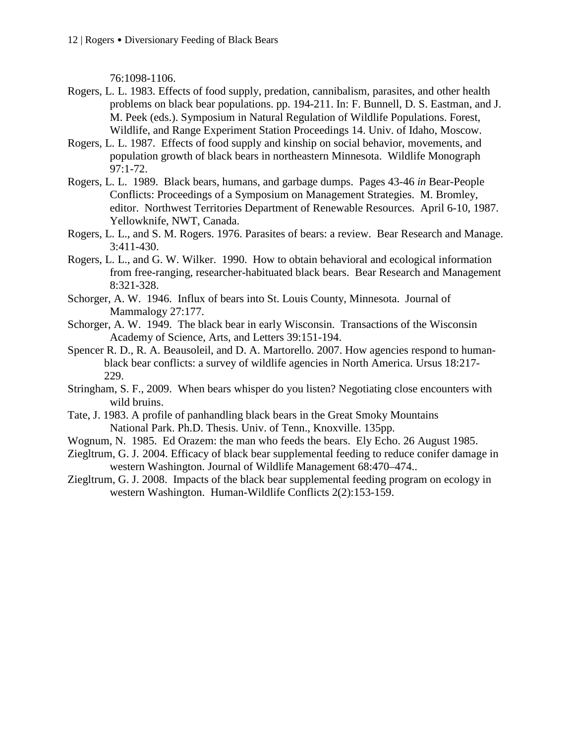76:1098-1106.

Rogers, L. L. 1983. Effects of food supply, predation, cannibalism, parasites, and other health problems on black bear populations. pp. 194-211. In: F. Bunnell, D. S. Eastman, and J. M. Peek (eds.). Symposium in Natural Regulation of Wildlife Populations. Forest, Wildlife, and Range Experiment Station Proceedings 14. Univ. of Idaho, Moscow.

Rogers, L. L. 1987. Effects of food supply and kinship on social behavior, movements, and population growth of black bears in northeastern Minnesota. Wildlife Monograph 97:1-72.

Rogers, L. L. 1989. Black bears, humans, and garbage dumps. Pages 43-46 *in* Bear-People Conflicts: Proceedings of a Symposium on Management Strategies. M. Bromley, editor. Northwest Territories Department of Renewable Resources. April 6-10, 1987. Yellowknife, NWT, Canada.

Rogers, L. L., and S. M. Rogers. 1976. Parasites of bears: a review. Bear Research and Manage. 3:411-430.

Rogers, L. L., and G. W. Wilker. 1990. How to obtain behavioral and ecological information from free-ranging, researcher-habituated black bears. Bear Research and Management 8:321-328.

Schorger, A. W. 1946. Influx of bears into St. Louis County, Minnesota. Journal of Mammalogy 27:177.

Schorger, A. W. 1949. The black bear in early Wisconsin. Transactions of the Wisconsin Academy of Science, Arts, and Letters 39:151-194.

Spencer R. D., R. A. Beausoleil, and D. A. Martorello. 2007. How agencies respond to human-black bear conflicts: a survey of wildlife agencies in North America. Ursus 18:217-229.

Stringham, S. F., 2009. When bears whisper do you listen? Negotiating close encounters with wild bruins.

Tate, J. 1983. A profile of panhandling black bears in the Great Smoky Mountains National Park. Ph.D. Thesis. Univ. of Tenn., Knoxville. 135pp.

Wognum, N. 1985. Ed Orazem: the man who feeds the bears. Ely Echo. 26 August 1985.

Ziegltrum, G. J. 2004. Efficacy of black bear supplemental feeding to reduce conifer damage in western Washington. Journal of Wildlife Management 68:470–474..

Ziegltrum, G. J. 2008. Impacts of the black bear supplemental feeding program on ecology in western Washington. Human-Wildlife Conflicts 2(2):153-159.